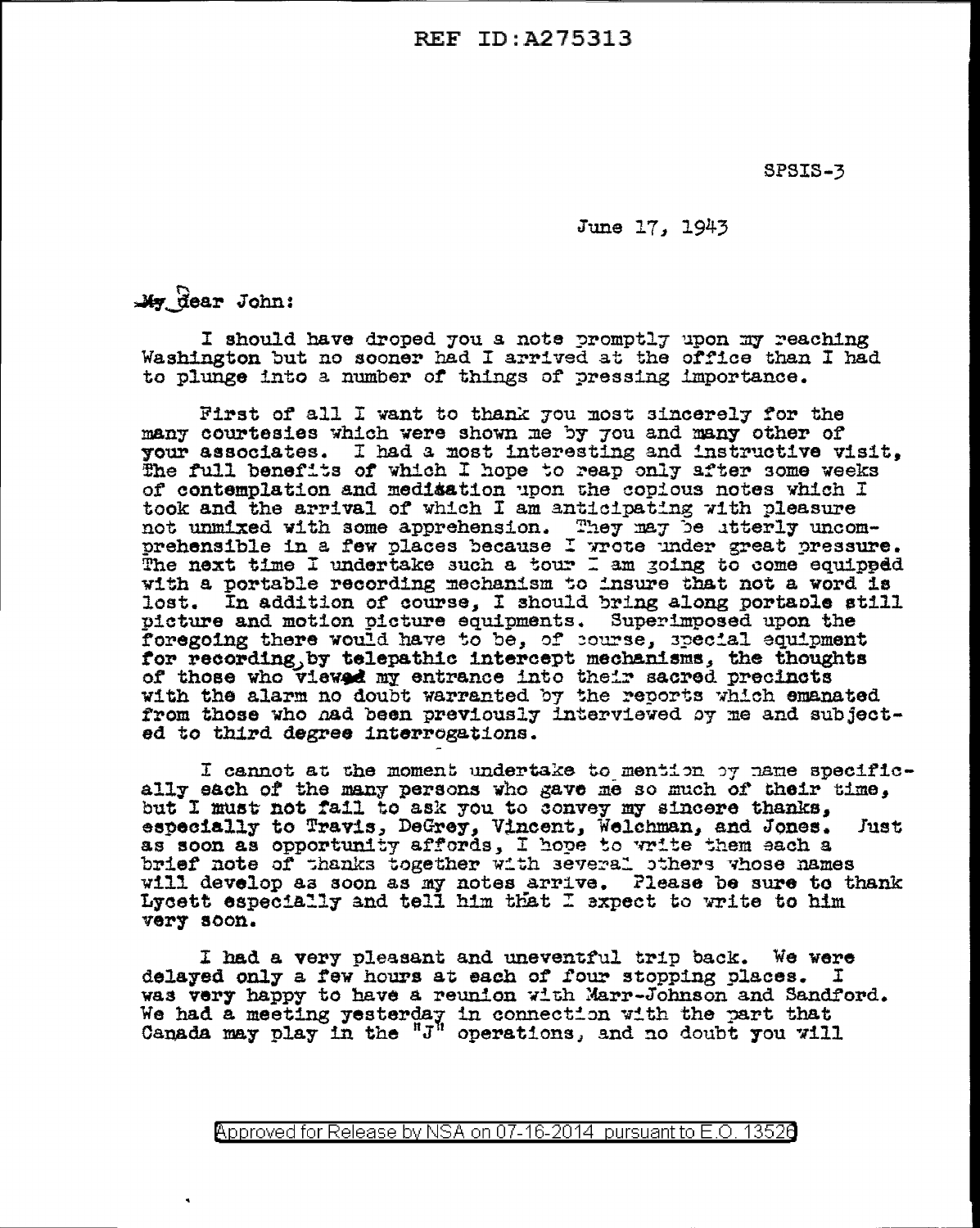SPSIS-3

June 17, 1943

My dear John:

I should have droped you a note promptly upon my reaching Washington but no sooner had I arrived at the office than I had to plunge into a number of things of pressing importance.

First of all I want to thank you most sincerely for the many courtesies which were shown me by you and many other of your associates. I had a most interesting and instructive visit, the full benefits of which I hope to reap only after some weeks of contemplation and meditation upon the copious notes which I took and the arrival of which I am anticipating with pleasure not unmixed with some apprehension. They may be utterly uncomprehensible in a few places because I wrote under great pressure. The next time I undertake such a tour I am going to come equipped with a portable recording mechanism to insure that not a word is lost. In addition of course, I should bring along portable still picture and motion picture equipments. Superimposed upon the foregoing there would have to be, of course, special equipment for recording, by telepathic intercept mechanisms, the thoughts of those who viewed my entrance into their sacred precincts with the alarm no doubt warranted by the reports which emanated from those who had been previously interviewed by me and subjected to third degree interrogations.

I cannot at the moment undertake to mention by name specifically each of the many persons who gave me so much of their time, but I must not fail to ask you to convey my sincere thanks, especially to Travis, DeGrey, Vincent, Welchman, and Jones. Just as soon as opportunity affords, I hope to write them each a brief note of thanks together with several others whose names will develop as soon as my notes arrive. Please be sure to thank Lycett especially and tell him that I expect to write to him very soon.

I had a very pleasant and uneventful trip back. We were delayed only a few hours at each of four stopping places. I was very happy to have a reunion with Marr-Johnson and Sandford. We had a meeting yesterday in connection with the part that Canada may play in the "J" operations, and no doubt you will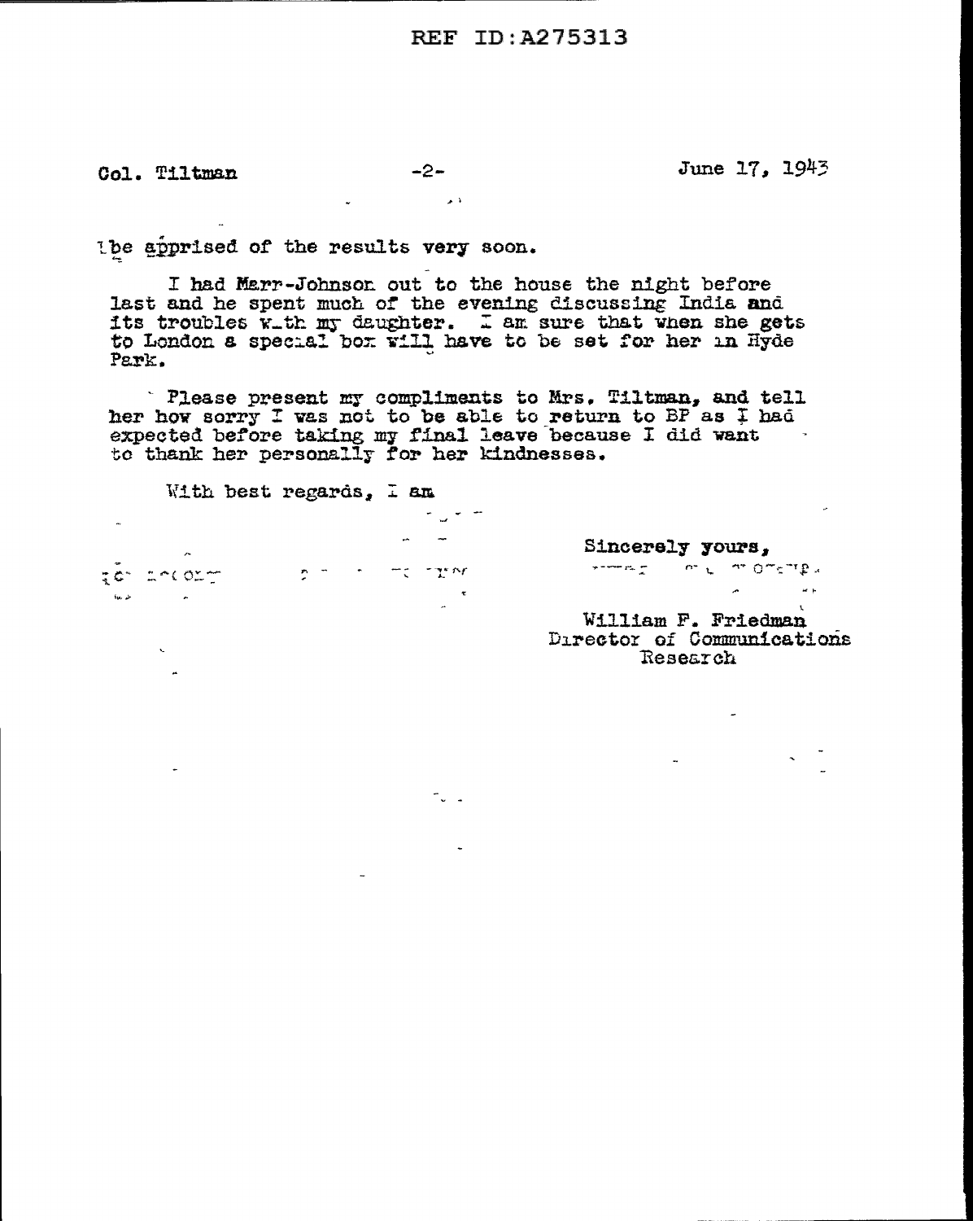REF ID:A275313

Col. Tiltman -2- June 17, 1943

be apprised of the results very soon.

I had Marr-Johnson out to the house the night before last and he spent much of the evening discussing India and its troubles with my daughter. I am sure that when she gets to London a special box will have to be set for her in Hyde Park.

Please present my compliments to Mrs. Tiltman, and tell her how sorry I was not to be able to return to BP as I had expected before taking my final leave because I did want to thank her personally for her kindnesses.

With best regards, I am

Sincerely yours,

William F. Friedman
Director of Communications Research